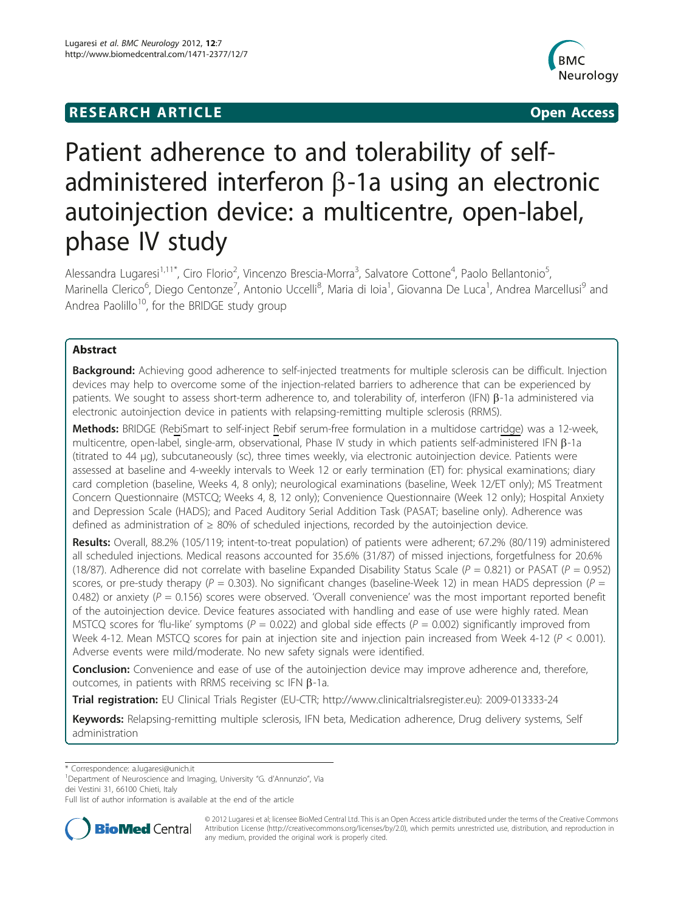**RESEARCH ARTICLE** **Open Access**

# Patient adherence to and tolerability of self-administered interferon β-1a using an electronic autoinjection device: a multicentre, open-label, phase IV study

Alessandra Lugaresi[1,11*], Ciro Florio[2], Vincenzo Brescia-Morra[3], Salvatore Cottone[4], Paolo Bellantonio[5], Marinella Clerico[6], Diego Centonze[7], Antonio Uccelli[8], Maria di Ioia[1], Giovanna De Luca[1], Andrea Marcellusi[9] and Andrea Paolillo[10], for the BRIDGE study group

## Abstract

**Background:** Achieving good adherence to self-injected treatments for multiple sclerosis can be difficult. Injection devices may help to overcome some of the injection-related barriers to adherence that can be experienced by patients. We sought to assess short-term adherence to, and tolerability of, interferon (IFN) β-1a administered via electronic autoinjection device in patients with relapsing-remitting multiple sclerosis (RRMS).

**Methods:** BRIDGE (RebiSmart to self-inject Rebif serum-free formulation in a multidose cartridge) was a 12-week, multicentre, open-label, single-arm, observational, Phase IV study in which patients self-administered IFN β-1a (titrated to 44 μg), subcutaneously (sc), three times weekly, via electronic autoinjection device. Patients were assessed at baseline and 4-weekly intervals to Week 12 or early termination (ET) for: physical examinations; diary card completion (baseline, Weeks 4, 8 only); neurological examinations (baseline, Week 12/ET only); MS Treatment Concern Questionnaire (MSTCQ; Weeks 4, 8, 12 only); Convenience Questionnaire (Week 12 only); Hospital Anxiety and Depression Scale (HADS); and Paced Auditory Serial Addition Task (PASAT; baseline only). Adherence was defined as administration of ≥ 80% of scheduled injections, recorded by the autoinjection device.

**Results:** Overall, 88.2% (105/119; intent-to-treat population) of patients were adherent; 67.2% (80/119) administered all scheduled injections. Medical reasons accounted for 35.6% (31/87) of missed injections, forgetfulness for 20.6% (18/87). Adherence did not correlate with baseline Expanded Disability Status Scale ($P = 0.821$) or PASAT ($P = 0.952$) scores, or pre-study therapy ($P = 0.303$). No significant changes (baseline-Week 12) in mean HADS depression ($P = 0.482$) or anxiety ($P = 0.156$) scores were observed. 'Overall convenience' was the most important reported benefit of the autoinjection device. Device features associated with handling and ease of use were highly rated. Mean MSTCQ scores for 'flu-like' symptoms ($P = 0.022$) and global side effects ($P = 0.002$) significantly improved from Week 4-12. Mean MSTCQ scores for pain at injection site and injection pain increased from Week 4-12 ($P < 0.001$). Adverse events were mild/moderate. No new safety signals were identified.

**Conclusion:** Convenience and ease of use of the autoinjection device may improve adherence and, therefore, outcomes, in patients with RRMS receiving sc IFN β-1a.

**Trial registration:** EU Clinical Trials Register (EU-CTR; http://www.clinicaltrialsregister.eu): 2009-013333-24

**Keywords:** Relapsing-remitting multiple sclerosis, IFN beta, Medication adherence, Drug delivery systems, Self administration

---

\* Correspondence: a.lugaresi@unich.it

[1]Department of Neuroscience and Imaging, University "G. d'Annunzio", Via dei Vestini 31, 66100 Chieti, Italy

Full list of author information is available at the end of the article

© 2012 Lugaresi et al; licensee BioMed Central Ltd. This is an Open Access article distributed under the terms of the Creative Commons Attribution License (http://creativecommons.org/licenses/by/2.0), which permits unrestricted use, distribution, and reproduction in any medium, provided the original work is properly cited.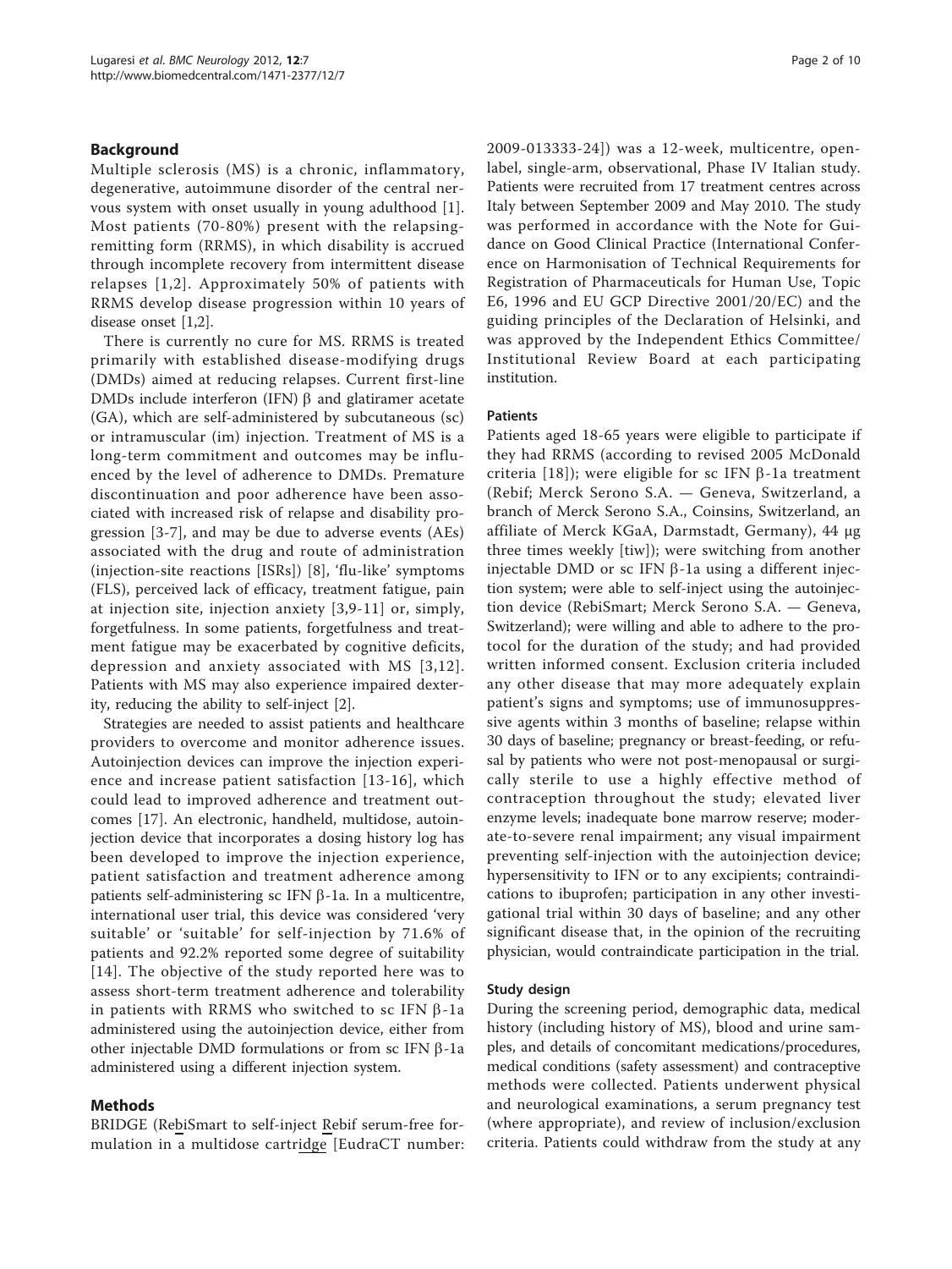## Background

Multiple sclerosis (MS) is a chronic, inflammatory, degenerative, autoimmune disorder of the central nervous system with onset usually in young adulthood [1]. Most patients (70-80%) present with the relapsing-remitting form (RRMS), in which disability is accrued through incomplete recovery from intermittent disease relapses [1,2]. Approximately 50% of patients with RRMS develop disease progression within 10 years of disease onset [1,2].

There is currently no cure for MS. RRMS is treated primarily with established disease-modifying drugs (DMDs) aimed at reducing relapses. Current first-line DMDs include interferon (IFN) β and glatiramer acetate (GA), which are self-administered by subcutaneous (sc) or intramuscular (im) injection. Treatment of MS is a long-term commitment and outcomes may be influenced by the level of adherence to DMDs. Premature discontinuation and poor adherence have been associated with increased risk of relapse and disability progression [3-7], and may be due to adverse events (AEs) associated with the drug and route of administration (injection-site reactions [ISRs]) [8], 'flu-like' symptoms (FLS), perceived lack of efficacy, treatment fatigue, pain at injection site, injection anxiety [3,9-11] or, simply, forgetfulness. In some patients, forgetfulness and treatment fatigue may be exacerbated by cognitive deficits, depression and anxiety associated with MS [3,12]. Patients with MS may also experience impaired dexterity, reducing the ability to self-inject [2].

Strategies are needed to assist patients and healthcare providers to overcome and monitor adherence issues. Autoinjection devices can improve the injection experience and increase patient satisfaction [13-16], which could lead to improved adherence and treatment outcomes [17]. An electronic, handheld, multidose, autoinjection device that incorporates a dosing history log has been developed to improve the injection experience, patient satisfaction and treatment adherence among patients self-administering sc IFN β-1a. In a multicentre, international user trial, this device was considered 'very suitable' or 'suitable' for self-injection by 71.6% of patients and 92.2% reported some degree of suitability [14]. The objective of the study reported here was to assess short-term treatment adherence and tolerability in patients with RRMS who switched to sc IFN β-1a administered using the autoinjection device, either from other injectable DMD formulations or from sc IFN β-1a administered using a different injection system.

## Methods

BRIDGE (RebiSmart to self-inject Rebif serum-free formulation in a multidose cartridge [EudraCT number: 2009-013333-24]) was a 12-week, multicentre, open-label, single-arm, observational, Phase IV Italian study. Patients were recruited from 17 treatment centres across Italy between September 2009 and May 2010. The study was performed in accordance with the Note for Guidance on Good Clinical Practice (International Conference on Harmonisation of Technical Requirements for Registration of Pharmaceuticals for Human Use, Topic E6, 1996 and EU GCP Directive 2001/20/EC) and the guiding principles of the Declaration of Helsinki, and was approved by the Independent Ethics Committee/Institutional Review Board at each participating institution.

### Patients

Patients aged 18-65 years were eligible to participate if they had RRMS (according to revised 2005 McDonald criteria [18]); were eligible for sc IFN β-1a treatment (Rebif; Merck Serono S.A. — Geneva, Switzerland, a branch of Merck Serono S.A., Coinsins, Switzerland, an affiliate of Merck KGaA, Darmstadt, Germany), 44 μg three times weekly [tiw]); were switching from another injectable DMD or sc IFN β-1a using a different injection system; were able to self-inject using the autoinjection device (RebiSmart; Merck Serono S.A. — Geneva, Switzerland); were willing and able to adhere to the protocol for the duration of the study; and had provided written informed consent. Exclusion criteria included any other disease that may more adequately explain patient's signs and symptoms; use of immunosuppressive agents within 3 months of baseline; relapse within 30 days of baseline; pregnancy or breast-feeding, or refusal by patients who were not post-menopausal or surgically sterile to use a highly effective method of contraception throughout the study; elevated liver enzyme levels; inadequate bone marrow reserve; moderate-to-severe renal impairment; any visual impairment preventing self-injection with the autoinjection device; hypersensitivity to IFN or to any excipients; contraindications to ibuprofen; participation in any other investigational trial within 30 days of baseline; and any other significant disease that, in the opinion of the recruiting physician, would contraindicate participation in the trial.

### Study design

During the screening period, demographic data, medical history (including history of MS), blood and urine samples, and details of concomitant medications/procedures, medical conditions (safety assessment) and contraceptive methods were collected. Patients underwent physical and neurological examinations, a serum pregnancy test (where appropriate), and review of inclusion/exclusion criteria. Patients could withdraw from the study at any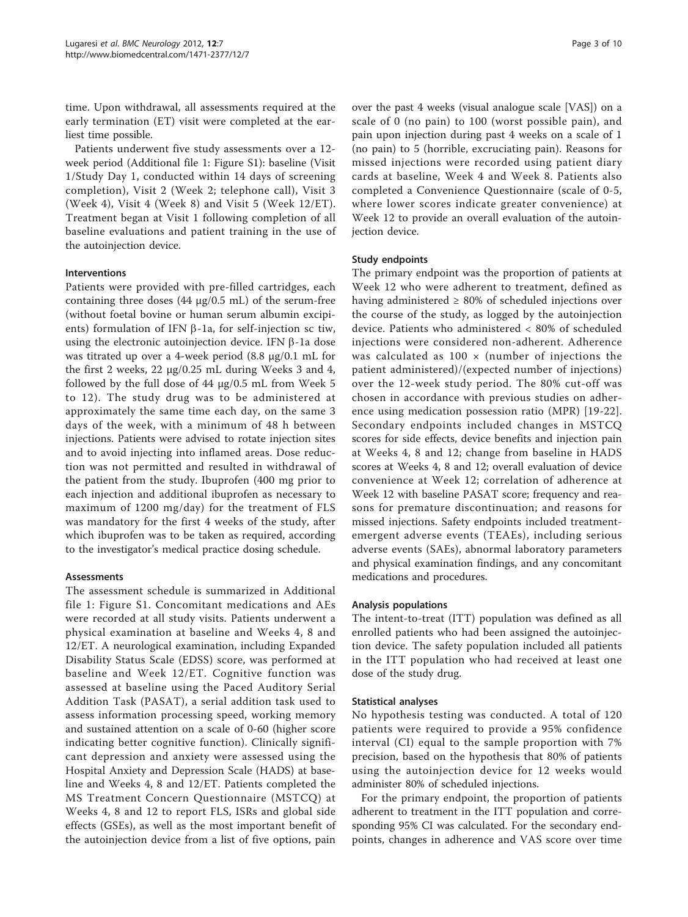time. Upon withdrawal, all assessments required at the early termination (ET) visit were completed at the earliest time possible.

Patients underwent five study assessments over a 12-week period (Additional file 1: Figure S1): baseline (Visit 1/Study Day 1, conducted within 14 days of screening completion), Visit 2 (Week 2; telephone call), Visit 3 (Week 4), Visit 4 (Week 8) and Visit 5 (Week 12/ET). Treatment began at Visit 1 following completion of all baseline evaluations and patient training in the use of the autoinjection device.

### Interventions

Patients were provided with pre-filled cartridges, each containing three doses (44 μg/0.5 mL) of the serum-free (without foetal bovine or human serum albumin excipients) formulation of IFN β-1a, for self-injection sc tiw, using the electronic autoinjection device. IFN β-1a dose was titrated up over a 4-week period (8.8 μg/0.1 mL for the first 2 weeks, 22 μg/0.25 mL during Weeks 3 and 4, followed by the full dose of 44 μg/0.5 mL from Week 5 to 12). The study drug was to be administered at approximately the same time each day, on the same 3 days of the week, with a minimum of 48 h between injections. Patients were advised to rotate injection sites and to avoid injecting into inflamed areas. Dose reduction was not permitted and resulted in withdrawal of the patient from the study. Ibuprofen (400 mg prior to each injection and additional ibuprofen as necessary to maximum of 1200 mg/day) for the treatment of FLS was mandatory for the first 4 weeks of the study, after which ibuprofen was to be taken as required, according to the investigator's medical practice dosing schedule.

### Assessments

The assessment schedule is summarized in Additional file 1: Figure S1. Concomitant medications and AEs were recorded at all study visits. Patients underwent a physical examination at baseline and Weeks 4, 8 and 12/ET. A neurological examination, including Expanded Disability Status Scale (EDSS) score, was performed at baseline and Week 12/ET. Cognitive function was assessed at baseline using the Paced Auditory Serial Addition Task (PASAT), a serial addition task used to assess information processing speed, working memory and sustained attention on a scale of 0-60 (higher score indicating better cognitive function). Clinically significant depression and anxiety were assessed using the Hospital Anxiety and Depression Scale (HADS) at baseline and Weeks 4, 8 and 12/ET. Patients completed the MS Treatment Concern Questionnaire (MSTCQ) at Weeks 4, 8 and 12 to report FLS, ISRs and global side effects (GSEs), as well as the most important benefit of the autoinjection device from a list of five options, pain over the past 4 weeks (visual analogue scale [VAS]) on a scale of 0 (no pain) to 100 (worst possible pain), and pain upon injection during past 4 weeks on a scale of 1 (no pain) to 5 (horrible, excruciating pain). Reasons for missed injections were recorded using patient diary cards at baseline, Week 4 and Week 8. Patients also completed a Convenience Questionnaire (scale of 0-5, where lower scores indicate greater convenience) at Week 12 to provide an overall evaluation of the autoinjection device.

### Study endpoints

The primary endpoint was the proportion of patients at Week 12 who were adherent to treatment, defined as having administered ≥ 80% of scheduled injections over the course of the study, as logged by the autoinjection device. Patients who administered < 80% of scheduled injections were considered non-adherent. Adherence was calculated as 100 × (number of injections the patient administered)/(expected number of injections) over the 12-week study period. The 80% cut-off was chosen in accordance with previous studies on adherence using medication possession ratio (MPR) [19-22]. Secondary endpoints included changes in MSTCQ scores for side effects, device benefits and injection pain at Weeks 4, 8 and 12; change from baseline in HADS scores at Weeks 4, 8 and 12; overall evaluation of device convenience at Week 12; correlation of adherence at Week 12 with baseline PASAT score; frequency and reasons for premature discontinuation; and reasons for missed injections. Safety endpoints included treatment-emergent adverse events (TEAEs), including serious adverse events (SAEs), abnormal laboratory parameters and physical examination findings, and any concomitant medications and procedures.

### Analysis populations

The intent-to-treat (ITT) population was defined as all enrolled patients who had been assigned the autoinjection device. The safety population included all patients in the ITT population who had received at least one dose of the study drug.

### Statistical analyses

No hypothesis testing was conducted. A total of 120 patients were required to provide a 95% confidence interval (CI) equal to the sample proportion with 7% precision, based on the hypothesis that 80% of patients using the autoinjection device for 12 weeks would administer 80% of scheduled injections.

For the primary endpoint, the proportion of patients adherent to treatment in the ITT population and corresponding 95% CI was calculated. For the secondary endpoints, changes in adherence and VAS score over time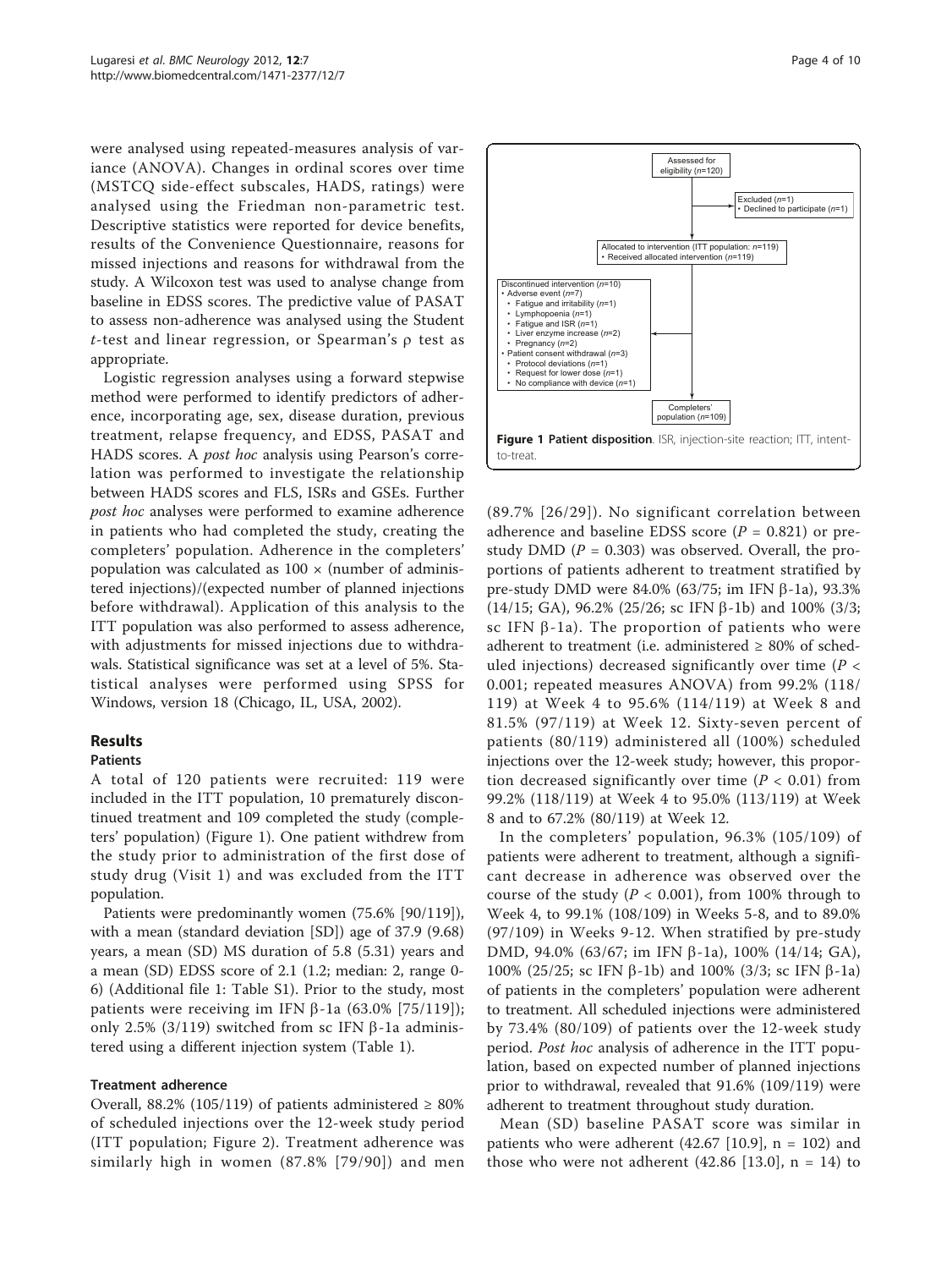were analysed using repeated-measures analysis of variance (ANOVA). Changes in ordinal scores over time (MSTCQ side-effect subscales, HADS, ratings) were analysed using the Friedman non-parametric test. Descriptive statistics were reported for device benefits, results of the Convenience Questionnaire, reasons for missed injections and reasons for withdrawal from the study. A Wilcoxon test was used to analyse change from baseline in EDSS scores. The predictive value of PASAT to assess non-adherence was analysed using the Student *t*-test and linear regression, or Spearman's ρ test as appropriate.

Logistic regression analyses using a forward stepwise method were performed to identify predictors of adherence, incorporating age, sex, disease duration, previous treatment, relapse frequency, and EDSS, PASAT and HADS scores. A *post hoc* analysis using Pearson's correlation was performed to investigate the relationship between HADS scores and FLS, ISRs and GSEs. Further *post hoc* analyses were performed to examine adherence in patients who had completed the study, creating the completers' population. Adherence in the completers' population was calculated as $100 \times$ (number of administered injections)/(expected number of planned injections before withdrawal). Application of this analysis to the ITT population was also performed to assess adherence, with adjustments for missed injections due to withdrawals. Statistical significance was set at a level of 5%. Statistical analyses were performed using SPSS for Windows, version 18 (Chicago, IL, USA, 2002).

Assessed for eligibility (n=120)

Excluded (n=1)
- Declined to participate (n=1)

Allocated to intervention (ITT population: n=119)
- Received allocated intervention (n=119)

Discontinued intervention (n=10)
- Adverse event (n=7)
  - Fatigue and irritability (n=1)
  - Lymphopoenia (n=1)
  - Fatigue and ISR (n=1)
  - Liver enzyme increase (n=2)
  - Pregnancy (n=2)
- Patient consent withdrawal (n=3)
  - Protocol deviations (n=1)
  - Request for lower dose (n=1)
  - No compliance with device (n=1)

Completers' population (n=109)

**Figure 1 Patient disposition**. ISR, injection-site reaction; ITT, intent-to-treat.

## Results

### Patients

A total of 120 patients were recruited: 119 were included in the ITT population, 10 prematurely discontinued treatment and 109 completed the study (completers' population) (Figure 1). One patient withdrew from the study prior to administration of the first dose of study drug (Visit 1) and was excluded from the ITT population.

Patients were predominantly women (75.6% [90/119]), with a mean (standard deviation [SD]) age of 37.9 (9.68) years, a mean (SD) MS duration of 5.8 (5.31) years and a mean (SD) EDSS score of 2.1 (1.2; median: 2, range 0-6) (Additional file 1: Table S1). Prior to the study, most patients were receiving im IFN β-1a (63.0% [75/119]); only 2.5% (3/119) switched from sc IFN β-1a administered using a different injection system (Table 1).

### Treatment adherence

Overall, 88.2% (105/119) of patients administered ≥ 80% of scheduled injections over the 12-week study period (ITT population; Figure 2). Treatment adherence was similarly high in women (87.8% [79/90]) and men (89.7% [26/29]). No significant correlation between adherence and baseline EDSS score ($P = 0.821$) or pre-study DMD ($P = 0.303$) was observed. Overall, the proportions of patients adherent to treatment stratified by pre-study DMD were 84.0% (63/75; im IFN β-1a), 93.3% (14/15; GA), 96.2% (25/26; sc IFN β-1b) and 100% (3/3; sc IFN β-1a). The proportion of patients who were adherent to treatment (i.e. administered ≥ 80% of scheduled injections) decreased significantly over time ($P < 0.001$; repeated measures ANOVA) from 99.2% (118/119) at Week 4 to 95.6% (114/119) at Week 8 and 81.5% (97/119) at Week 12. Sixty-seven percent of patients (80/119) administered all (100%) scheduled injections over the 12-week study; however, this proportion decreased significantly over time ($P < 0.01$) from 99.2% (118/119) at Week 4 to 95.0% (113/119) at Week 8 and to 67.2% (80/119) at Week 12.

In the completers' population, 96.3% (105/109) of patients were adherent to treatment, although a significant decrease in adherence was observed over the course of the study ($P < 0.001$), from 100% through to Week 4, to 99.1% (108/109) in Weeks 5-8, and to 89.0% (97/109) in Weeks 9-12. When stratified by pre-study DMD, 94.0% (63/67; im IFN β-1a), 100% (14/14; GA), 100% (25/25; sc IFN β-1b) and 100% (3/3; sc IFN β-1a) of patients in the completers' population were adherent to treatment. All scheduled injections were administered by 73.4% (80/109) of patients over the 12-week study period. *Post hoc* analysis of adherence in the ITT population, based on expected number of planned injections prior to withdrawal, revealed that 91.6% (109/119) were adherent to treatment throughout study duration.

Mean (SD) baseline PASAT score was similar in patients who were adherent (42.67 [10.9], n = 102) and those who were not adherent (42.86 [13.0], n = 14) to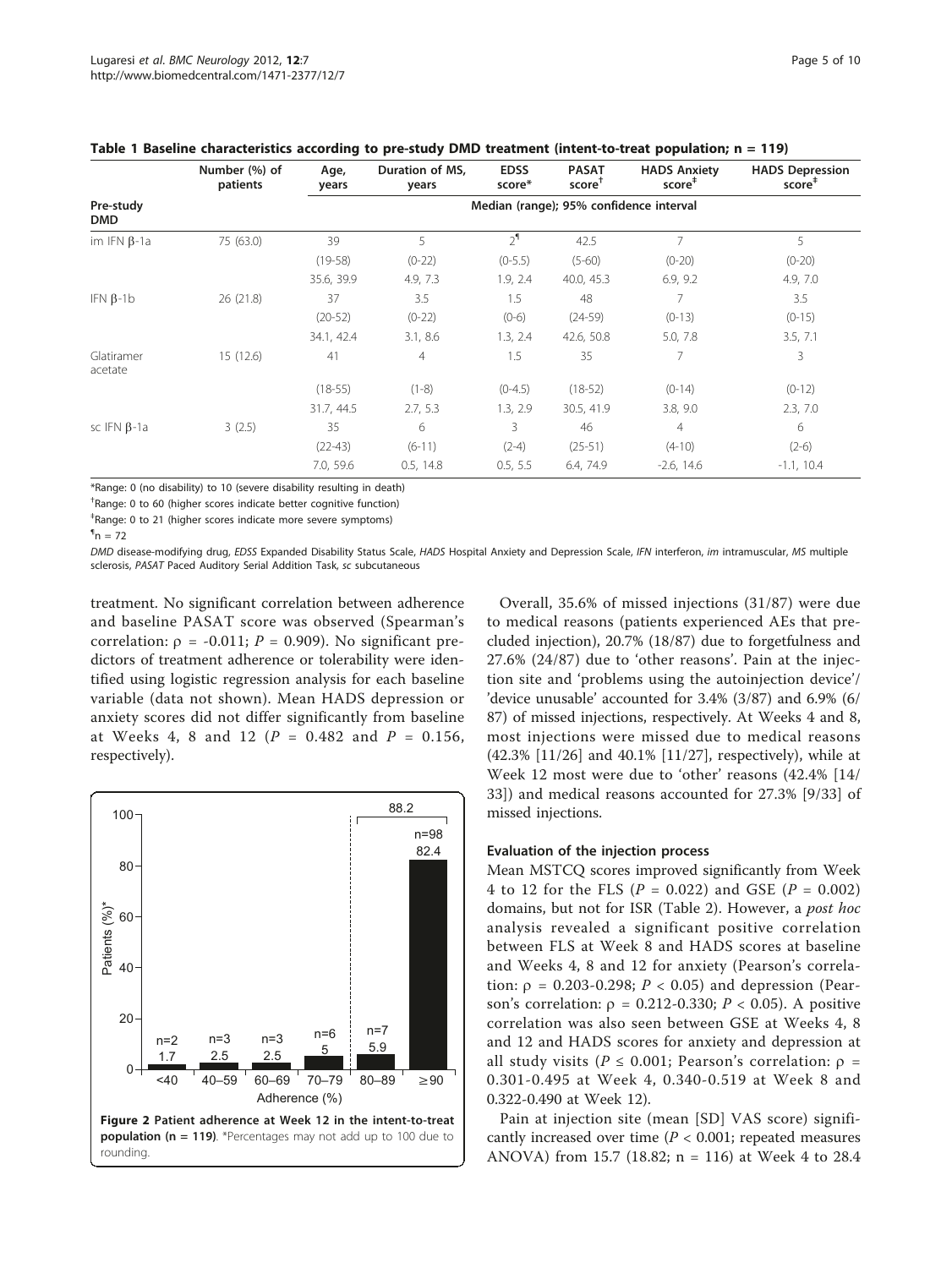**Table 1 Baseline characteristics according to pre-study DMD treatment (intent-to-treat population; n = 119)**

| Pre-study DMD | Number (%) of patients | Age, years | Duration of MS, years | EDSS score* | PASAT score[†] | HADS Anxiety score[‡] | HADS Depression score[‡] |
|---|---|---|---|---|---|---|---|
| | | Median (range); 95% confidence interval | | | | | |
| im IFN β-1a | 75 (63.0) | 39 | 5 | 2[¶] | 42.5 | 7 | 5 |
| | | (19-58) | (0-22) | (0-5.5) | (5-60) | (0-20) | (0-20) |
| | | 35.6, 39.9 | 4.9, 7.3 | 1.9, 2.4 | 40.0, 45.3 | 6.9, 9.2 | 4.9, 7.0 |
| IFN β-1b | 26 (21.8) | 37 | 3.5 | 1.5 | 48 | 7 | 3.5 |
| | | (20-52) | (0-22) | (0-6) | (24-59) | (0-13) | (0-15) |
| | | 34.1, 42.4 | 3.1, 8.6 | 1.3, 2.4 | 42.6, 50.8 | 5.0, 7.8 | 3.5, 7.1 |
| Glatiramer acetate | 15 (12.6) | 41 | 4 | 1.5 | 35 | 7 | 3 |
| | | (18-55) | (1-8) | (0-4.5) | (18-52) | (0-14) | (0-12) |
| | | 31.7, 44.5 | 2.7, 5.3 | 1.3, 2.9 | 30.5, 41.9 | 3.8, 9.0 | 2.3, 7.0 |
| sc IFN β-1a | 3 (2.5) | 35 | 6 | 3 | 46 | 4 | 6 |
| | | (22-43) | (6-11) | (2-4) | (25-51) | (4-10) | (2-6) |
| | | 7.0, 59.6 | 0.5, 14.8 | 0.5, 5.5 | 6.4, 74.9 | -2.6, 14.6 | -1.1, 10.4 |

*Range: 0 (no disability) to 10 (severe disability resulting in death)

[†]Range: 0 to 60 (higher scores indicate better cognitive function)

[‡]Range: 0 to 21 (higher scores indicate more severe symptoms)

[¶]n = 72

*DMD* disease-modifying drug, *EDSS* Expanded Disability Status Scale, *HADS* Hospital Anxiety and Depression Scale, *IFN* interferon, *im* intramuscular, *MS* multiple sclerosis, *PASAT* Paced Auditory Serial Addition Task, *sc* subcutaneous

treatment. No significant correlation between adherence and baseline PASAT score was observed (Spearman's correlation: $\rho = -0.011$; $P = 0.909$). No significant predictors of treatment adherence or tolerability were identified using logistic regression analysis for each baseline variable (data not shown). Mean HADS depression or anxiety scores did not differ significantly from baseline at Weeks 4, 8 and 12 ($P = 0.482$ and $P = 0.156$, respectively).

**Figure 2 Patient adherence at Week 12 in the intent-to-treat population (n = 119)**. *Percentages may not add up to 100 due to rounding.

Overall, 35.6% of missed injections (31/87) were due to medical reasons (patients experienced AEs that precluded injection), 20.7% (18/87) due to forgetfulness and 27.6% (24/87) due to 'other reasons'. Pain at the injection site and 'problems using the autoinjection device'/ 'device unusable' accounted for 3.4% (3/87) and 6.9% (6/87) of missed injections, respectively. At Weeks 4 and 8, most injections were missed due to medical reasons (42.3% [11/26] and 40.1% [11/27], respectively), while at Week 12 most were due to 'other' reasons (42.4% [14/33]) and medical reasons accounted for 27.3% [9/33] of missed injections.

### Evaluation of the injection process

Mean MSTCQ scores improved significantly from Week 4 to 12 for the FLS ($P = 0.022$) and GSE ($P = 0.002$) domains, but not for ISR (Table 2). However, a *post hoc* analysis revealed a significant positive correlation between FLS at Week 8 and HADS scores at baseline and Weeks 4, 8 and 12 for anxiety (Pearson's correlation: $\rho = 0.203$-$0.298$; $P < 0.05$) and depression (Pearson's correlation: $\rho = 0.212$-$0.330$; $P < 0.05$). A positive correlation was also seen between GSE at Weeks 4, 8 and 12 and HADS for anxiety and depression at all study visits ($P \leq 0.001$; Pearson's correlation: $\rho = 0.301$-$0.495$ at Week 4, $0.340$-$0.519$ at Week 8 and $0.322$-$0.490$ at Week 12).

Pain at injection site (mean [SD] VAS score) significantly increased over time ($P < 0.001$; repeated measures ANOVA) from 15.7 (18.82; n = 116) at Week 4 to 28.4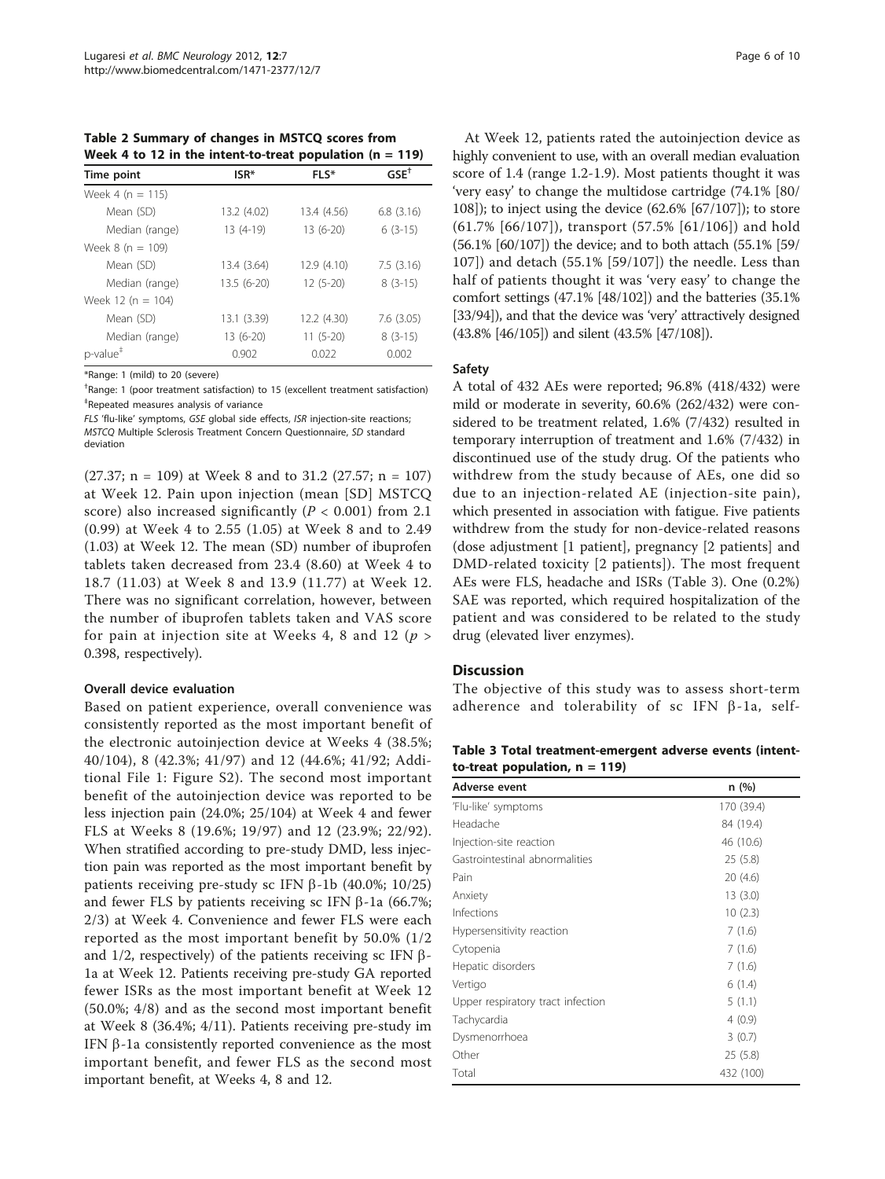**Table 2 Summary of changes in MSTCQ scores from Week 4 to 12 in the intent-to-treat population (n = 119)**

| Time point | ISR* | FLS* | GSE[†] |
|---|---|---|---|
| Week 4 (n = 115) | | | |
| Mean (SD) | 13.2 (4.02) | 13.4 (4.56) | 6.8 (3.16) |
| Median (range) | 13 (4-19) | 13 (6-20) | 6 (3-15) |
| Week 8 (n = 109) | | | |
| Mean (SD) | 13.4 (3.64) | 12.9 (4.10) | 7.5 (3.16) |
| Median (range) | 13.5 (6-20) | 12 (5-20) | 8 (3-15) |
| Week 12 (n = 104) | | | |
| Mean (SD) | 13.1 (3.39) | 12.2 (4.30) | 7.6 (3.05) |
| Median (range) | 13 (6-20) | 11 (5-20) | 8 (3-15) |
| p-value[‡] | 0.902 | 0.022 | 0.002 |

*Range: 1 (mild) to 20 (severe)

[†]Range: 1 (poor treatment satisfaction) to 15 (excellent treatment satisfaction)

[‡]Repeated measures analysis of variance

*FLS* 'flu-like' symptoms, *GSE* global side effects, *ISR* injection-site reactions; *MSTCQ* Multiple Sclerosis Treatment Concern Questionnaire, *SD* standard deviation

(27.37; n = 109) at Week 8 and to 31.2 (27.57; n = 107) at Week 12. Pain upon injection (mean [SD] MSTCQ score) also increased significantly ($P < 0.001$) from 2.1 (0.99) at Week 4 to 2.55 (1.05) at Week 8 and to 2.49 (1.03) at Week 12. The mean (SD) number of ibuprofen tablets taken decreased from 23.4 (8.60) at Week 4 to 18.7 (11.03) at Week 8 and 13.9 (11.77) at Week 12. There was no significant correlation, however, between the number of ibuprofen tablets taken and VAS score for pain at injection site at Weeks 4, 8 and 12 ($p >$ 0.398, respectively).

### Overall device evaluation

Based on patient experience, overall convenience was consistently reported as the most important benefit of the electronic autoinjection device at Weeks 4 (38.5%; 40/104), 8 (42.3%; 41/97) and 12 (44.6%; 41/92; Additional File 1: Figure S2). The second most important benefit of the autoinjection device was reported to be less injection pain (24.0%; 25/104) at Week 4 and fewer FLS at Weeks 8 (19.6%; 19/97) and 12 (23.9%; 22/92). When stratified according to pre-study DMD, less injection pain was reported as the most important benefit by patients receiving pre-study sc IFN β-1b (40.0%; 10/25) and fewer FLS by patients receiving sc IFN β-1a (66.7%; 2/3) at Week 4. Convenience and fewer FLS were each reported as the most important benefit by 50.0% (1/2 and 1/2, respectively) of the patients receiving sc IFN β-1a at Week 12. Patients receiving pre-study GA reported fewer ISRs as the most important benefit at Week 12 (50.0%; 4/8) and as the second most important benefit at Week 8 (36.4%; 4/11). Patients receiving pre-study im IFN β-1a consistently reported convenience as the most important benefit, and fewer FLS as the second most important benefit, at Weeks 4, 8 and 12.

At Week 12, patients rated the autoinjection device as highly convenient to use, with an overall median evaluation score of 1.4 (range 1.2-1.9). Most patients thought it was 'very easy' to change the multidose cartridge (74.1% [80/108]); to inject using the device (62.6% [67/107]); to store (61.7% [66/107]), transport (57.5% [61/106]) and hold (56.1% [60/107]) the device; and to both attach (55.1% [59/107]) and detach (55.1% [59/107]) the needle. Less than half of patients thought it was 'very easy' to change the comfort settings (47.1% [48/102]) and the batteries (35.1% [33/94]), and that the device was 'very' attractively designed (43.8% [46/105]) and silent (43.5% [47/108]).

### Safety

A total of 432 AEs were reported; 96.8% (418/432) were mild or moderate in severity, 60.6% (262/432) were considered to be treatment related, 1.6% (7/432) resulted in temporary interruption of treatment and 1.6% (7/432) in discontinued use of the study drug. Of the patients who withdrew from the study because of AEs, one did so due to an injection-related AE (injection-site pain), which presented in association with fatigue. Five patients withdrew from the study for non-device-related reasons (dose adjustment [1 patient], pregnancy [2 patients] and DMD-related toxicity [2 patients]). The most frequent AEs were FLS, headache and ISRs (Table 3). One (0.2%) SAE was reported, which required hospitalization of the patient and was considered to be related to the study drug (elevated liver enzymes).

## Discussion

The objective of this study was to assess short-term adherence and tolerability of sc IFN β-1a, self-

**Table 3 Total treatment-emergent adverse events (intent-to-treat population, n = 119)**

| Adverse event | n (%) |
|---|---|
| 'Flu-like' symptoms | 170 (39.4) |
| Headache | 84 (19.4) |
| Injection-site reaction | 46 (10.6) |
| Gastrointestinal abnormalities | 25 (5.8) |
| Pain | 20 (4.6) |
| Anxiety | 13 (3.0) |
| Infections | 10 (2.3) |
| Hypersensitivity reaction | 7 (1.6) |
| Cytopenia | 7 (1.6) |
| Hepatic disorders | 7 (1.6) |
| Vertigo | 6 (1.4) |
| Upper respiratory tract infection | 5 (1.1) |
| Tachycardia | 4 (0.9) |
| Dysmenorrhoea | 3 (0.7) |
| Other | 25 (5.8) |
| Total | 432 (100) |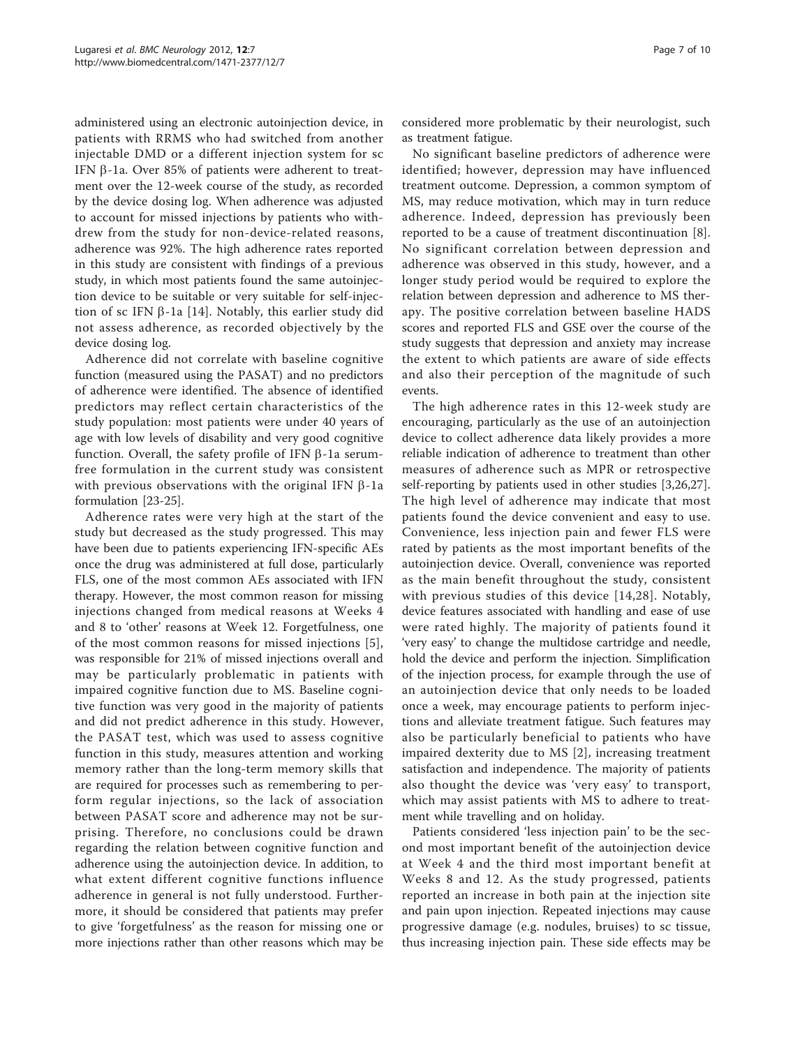administered using an electronic autoinjection device, in patients with RRMS who had switched from another injectable DMD or a different injection system for sc IFN β-1a. Over 85% of patients were adherent to treatment over the 12-week course of the study, as recorded by the device dosing log. When adherence was adjusted to account for missed injections by patients who withdrew from the study for non-device-related reasons, adherence was 92%. The high adherence rates reported in this study are consistent with findings of a previous study, in which most patients found the same autoinjection device to be suitable or very suitable for self-injection of sc IFN β-1a [14]. Notably, this earlier study did not assess adherence, as recorded objectively by the device dosing log.

Adherence did not correlate with baseline cognitive function (measured using the PASAT) and no predictors of adherence were identified. The absence of identified predictors may reflect certain characteristics of the study population: most patients were under 40 years of age with low levels of disability and very good cognitive function. Overall, the safety profile of IFN β-1a serum-free formulation in the current study was consistent with previous observations with the original IFN β-1a formulation [23-25].

Adherence rates were very high at the start of the study but decreased as the study progressed. This may have been due to patients experiencing IFN-specific AEs once the drug was administered at full dose, particularly FLS, one of the most common AEs associated with IFN therapy. However, the most common reason for missing injections changed from medical reasons at Weeks 4 and 8 to 'other' reasons at Week 12. Forgetfulness, one of the most common reasons for missed injections [5], was responsible for 21% of missed injections overall and may be particularly problematic in patients with impaired cognitive function due to MS. Baseline cognitive function was very good in the majority of patients and did not predict adherence in this study. However, the PASAT test, which was used to assess cognitive function in this study, measures attention and working memory rather than the long-term memory skills that are required for processes such as remembering to perform regular injections, so the lack of association between PASAT score and adherence may not be surprising. Therefore, no conclusions could be drawn regarding the relation between cognitive function and adherence using the autoinjection device. In addition, to what extent different cognitive functions influence adherence in general is not fully understood. Furthermore, it should be considered that patients may prefer to give 'forgetfulness' as the reason for missing one or more injections rather than other reasons which may be considered more problematic by their neurologist, such as treatment fatigue.

No significant baseline predictors of adherence were identified; however, depression may have influenced treatment outcome. Depression, a common symptom of MS, may reduce motivation, which may in turn reduce adherence. Indeed, depression has previously been reported to be a cause of treatment discontinuation [8]. No significant correlation between depression and adherence was observed in this study, however, and a longer study period would be required to explore the relation between depression and adherence to MS therapy. The positive correlation between baseline HADS scores and reported FLS and GSE over the course of the study suggests that depression and anxiety may increase the extent to which patients are aware of side effects and also their perception of the magnitude of such events.

The high adherence rates in this 12-week study are encouraging, particularly as the use of an autoinjection device to collect adherence data likely provides a more reliable indication of adherence to treatment than other measures of adherence such as MPR or retrospective self-reporting by patients used in other studies [3,26,27]. The high level of adherence may indicate that most patients found the device convenient and easy to use. Convenience, less injection pain and fewer FLS were rated by patients as the most important benefits of the autoinjection device. Overall, convenience was reported as the main benefit throughout the study, consistent with previous studies of this device [14,28]. Notably, device features associated with handling and ease of use were rated highly. The majority of patients found it 'very easy' to change the multidose cartridge and needle, hold the device and perform the injection. Simplification of the injection process, for example through the use of an autoinjection device that only needs to be loaded once a week, may encourage patients to perform injections and alleviate treatment fatigue. Such features may also be particularly beneficial to patients who have impaired dexterity due to MS [2], increasing treatment satisfaction and independence. The majority of patients also thought the device was 'very easy' to transport, which may assist patients with MS to adhere to treatment while travelling and on holiday.

Patients considered 'less injection pain' to be the second most important benefit of the autoinjection device at Week 4 and the third most important benefit at Weeks 8 and 12. As the study progressed, patients reported an increase in both pain at the injection site and pain upon injection. Repeated injections may cause progressive damage (e.g. nodules, bruises) to sc tissue, thus increasing injection pain. These side effects may be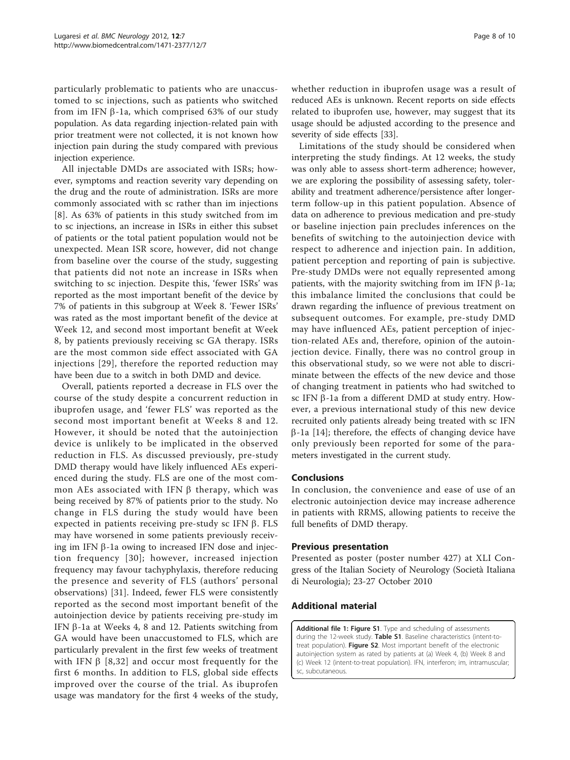particularly problematic to patients who are unaccustomed to sc injections, such as patients who switched from im IFN β-1a, which comprised 63% of our study population. As data regarding injection-related pain with prior treatment were not collected, it is not known how injection pain during the study compared with previous injection experience.

All injectable DMDs are associated with ISRs; however, symptoms and reaction severity vary depending on the drug and the route of administration. ISRs are more commonly associated with sc rather than im injections [8]. As 63% of patients in this study switched from im to sc injections, an increase in ISRs in either this subset of patients or the total patient population would not be unexpected. Mean ISR score, however, did not change from baseline over the course of the study, suggesting that patients did not note an increase in ISRs when switching to sc injection. Despite this, 'fewer ISRs' was reported as the most important benefit of the device by 7% of patients in this subgroup at Week 8. 'Fewer ISRs' was rated as the most important benefit of the device at Week 12, and second most important benefit at Week 8, by patients previously receiving sc GA therapy. ISRs are the most common side effect associated with GA injections [29], therefore the reported reduction may have been due to a switch in both DMD and device.

Overall, patients reported a decrease in FLS over the course of the study despite a concurrent reduction in ibuprofen usage, and 'fewer FLS' was reported as the second most important benefit at Weeks 8 and 12. However, it should be noted that the autoinjection device is unlikely to be implicated in the observed reduction in FLS. As discussed previously, pre-study DMD therapy would have likely influenced AEs experienced during the study. FLS are one of the most common AEs associated with IFN β therapy, which was being received by 87% of patients prior to the study. No change in FLS during the study would have been expected in patients receiving pre-study sc IFN β. FLS may have worsened in some patients previously receiving im IFN β-1a owing to increased IFN dose and injection frequency [30]; however, increased injection frequency may favour tachyphylaxis, therefore reducing the presence and severity of FLS (authors' personal observations) [31]. Indeed, fewer FLS were consistently reported as the second most important benefit of the autoinjection device by patients receiving pre-study im IFN β-1a at Weeks 4, 8 and 12. Patients switching from GA would have been unaccustomed to FLS, which are particularly prevalent in the first few weeks of treatment with IFN β [8,32] and occur most frequently for the first 6 months. In addition to FLS, global side effects improved over the course of the trial. As ibuprofen usage was mandatory for the first 4 weeks of the study, whether reduction in ibuprofen usage was a result of reduced AEs is unknown. Recent reports on side effects related to ibuprofen use, however, may suggest that its usage should be adjusted according to the presence and severity of side effects [33].

Limitations of the study should be considered when interpreting the study findings. At 12 weeks, the study was only able to assess short-term adherence; however, we are exploring the possibility of assessing safety, tolerability and treatment adherence/persistence after longer-term follow-up in this patient population. Absence of data on adherence to previous medication and pre-study or baseline injection pain precludes inferences on the benefits of switching to the autoinjection device with respect to adherence and injection pain. In addition, patient perception and reporting of pain is subjective. Pre-study DMDs were not equally represented among patients, with the majority switching from im IFN β-1a; this imbalance limited the conclusions that could be drawn regarding the influence of previous treatment on subsequent outcomes. For example, pre-study DMD may have influenced AEs, patient perception of injection-related AEs and, therefore, opinion of the autoinjection device. Finally, there was no control group in this observational study, so we were not able to discriminate between the effects of the new device and those of changing treatment in patients who had switched to sc IFN β-1a from a different DMD at study entry. However, a previous international study of this new device recruited only patients already being treated with sc IFN β-1a [14]; therefore, the effects of changing device have only previously been reported for some of the parameters investigated in the current study.

## Conclusions

In conclusion, the convenience and ease of use of an electronic autoinjection device may increase adherence in patients with RRMS, allowing patients to receive the full benefits of DMD therapy.

## Previous presentation

Presented as poster (poster number 427) at XLI Congress of the Italian Society of Neurology (Società Italiana di Neurologia); 23-27 October 2010

## Additional material

**Additional file 1: Figure S1**. Type and scheduling of assessments during the 12-week study. **Table S1**. Baseline characteristics (intent-to-treat population). **Figure S2**. Most important benefit of the electronic autoinjection system as rated by patients at (a) Week 4, (b) Week 8 and (c) Week 12 (intent-to-treat population). IFN, interferon; im, intramuscular; sc, subcutaneous.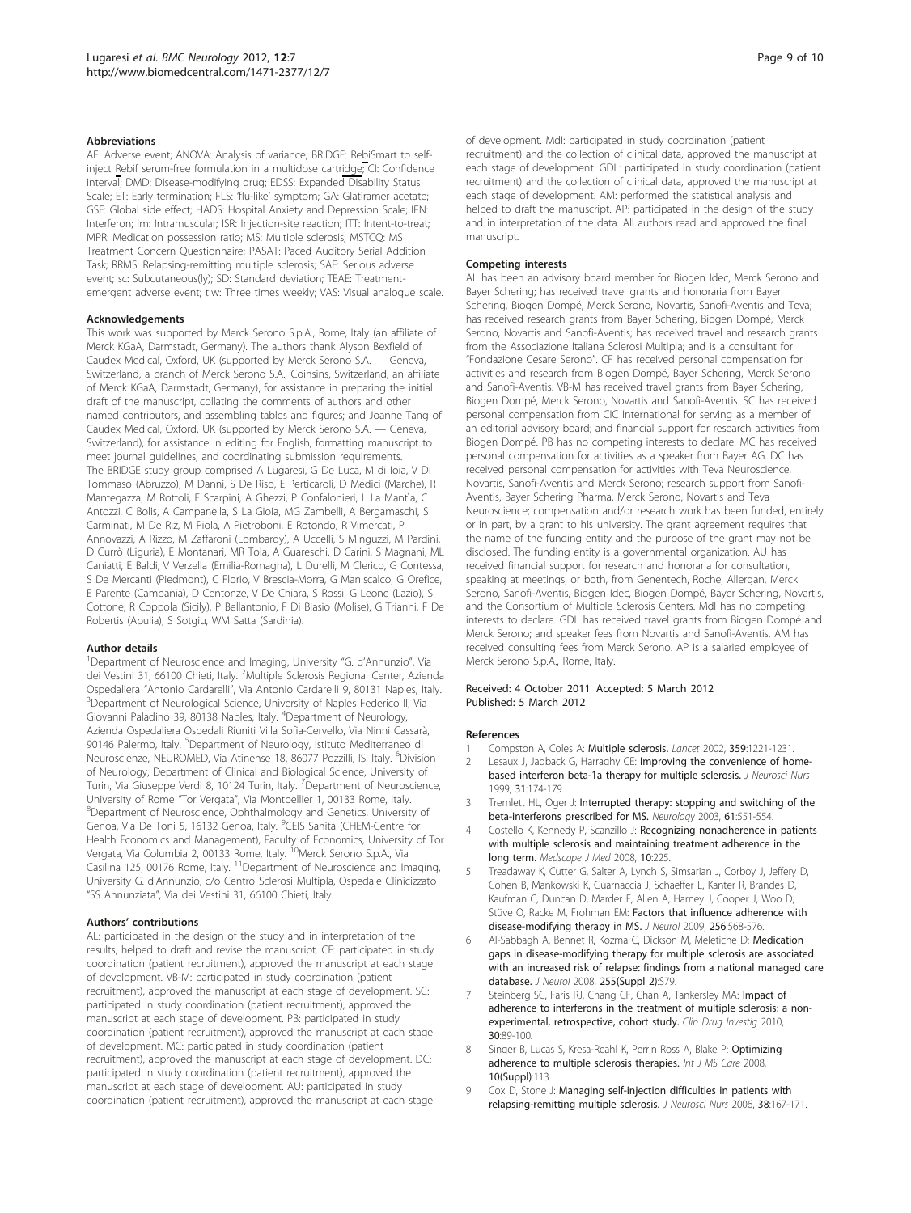## Abbreviations

AE: Adverse event; ANOVA: Analysis of variance; BRIDGE: RebiSmart to self-inject Rebif serum-free formulation in a multidose cartridge; CI: Confidence interval; DMD: Disease-modifying drug; EDSS: Expanded Disability Status Scale; ET: Early termination; FLS: 'flu-like' symptom; GA: Glatiramer acetate; GSE: Global side effect; HADS: Hospital Anxiety and Depression Scale; IFN: Interferon; im: Intramuscular; ISR: Injection-site reaction; ITT: Intent-to-treat; MPR: Medication possession ratio; MS: Multiple sclerosis; MSTCQ: MS Treatment Concern Questionnaire; PASAT: Paced Auditory Serial Addition Task; RRMS: Relapsing-remitting multiple sclerosis; SAE: Serious adverse event; sc: Subcutaneous(ly); SD: Standard deviation; TEAE: Treatment-emergent adverse event; tiw: Three times weekly; VAS: Visual analogue scale.

## Acknowledgements

This work was supported by Merck Serono S.p.A., Rome, Italy (an affiliate of Merck KGaA, Darmstadt, Germany). The authors thank Alyson Bexfield of Caudex Medical, Oxford, UK (supported by Merck Serono S.A. — Geneva, Switzerland, a branch of Merck Serono S.A., Coinsins, Switzerland, an affiliate of Merck KGaA, Darmstadt, Germany), for assistance in preparing the initial draft of the manuscript, collating the comments of authors and other named contributors, and assembling tables and figures; and Joanne Tang of Caudex Medical, Oxford, UK (supported by Merck Serono S.A. — Geneva, Switzerland), for assistance in editing for English, formatting manuscript to meet journal guidelines, and coordinating submission requirements.
The BRIDGE study group comprised A Lugaresi, G De Luca, M di Ioia, V Di Tommaso (Abruzzo), M Danni, S De Riso, E Perticaroli, D Medici (Marche), R Mantegazza, M Rottoli, E Scarpini, A Ghezzi, P Confalonieri, L La Mantia, C Antozzi, C Bolis, A Campanella, S La Gioia, MG Zambelli, A Bergamaschi, S Carminati, M De Riz, M Piola, A Pietroboni, E Rotondo, R Vimercati, P Annovazzi, A Rizzo, M Zaffaroni (Lombardy), A Uccelli, S Minguzzi, M Pardini, D Currò (Liguria), E Montanari, MR Tola, A Guareschi, D Carini, S Magnani, ML Caniatti, E Baldi, V Verzella (Emilia-Romagna), L Durelli, M Clerico, G Contessa, S De Mercanti (Piedmont), C Florio, V Brescia-Morra, G Maniscalco, G Orefice, E Parente (Campania), D Centonze, V De Chiara, S Rossi, G Leone (Lazio), S Cottone, R Coppola (Sicily), P Bellantonio, F Di Biasio (Molise), G Trianni, F De Robertis (Apulia), S Sotgiu, WM Satta (Sardinia).

## Author details

[1]Department of Neuroscience and Imaging, University "G. d'Annunzio", Via dei Vestini 31, 66100 Chieti, Italy. [2]Multiple Sclerosis Regional Center, Azienda Ospedaliera "Antonio Cardarelli", Via Antonio Cardarelli 9, 80131 Naples, Italy. [3]Department of Neurological Science, University of Naples Federico II, Via Giovanni Paladino 39, 80138 Naples, Italy. [4]Department of Neurology, Azienda Ospedaliera Ospedali Riuniti Villa Sofia-Cervello, Via Ninni Cassarà, 90146 Palermo, Italy. [5]Department of Neurology, Istituto Mediterraneo di Neuroscienze, NEUROMED, Via Atinense 18, 86077 Pozzilli, IS, Italy. [6]Division of Neurology, Department of Clinical and Biological Science, University of Turin, Via Giuseppe Verdi 8, 10124 Turin, Italy. [7]Department of Neuroscience, University of Rome "Tor Vergata", Via Montpellier 1, 00133 Rome, Italy. [8]Department of Neuroscience, Ophthalmology and Genetics, University of Genoa, Via De Toni 5, 16132 Genoa, Italy. [9]CEIS Sanità (CHEM-Centre for Health Economics and Management), Faculty of Economics, University of Tor Vergata, Via Columbia 2, 00133 Rome, Italy. [10]Merck Serono S.p.A., Via Casilina 125, 00176 Rome, Italy. [11]Department of Neuroscience and Imaging, University G. d'Annunzio, c/o Centro Sclerosi Multipla, Ospedale Clinicizzato "SS Annunziata", Via dei Vestini 31, 66100 Chieti, Italy.

## Authors' contributions

AL: participated in the design of the study and in interpretation of the results, helped to draft and revise the manuscript. CF: participated in study coordination (patient recruitment), approved the manuscript at each stage of development. VB-M: participated in study coordination (patient recruitment), approved the manuscript at each stage of development. SC: participated in study coordination (patient recruitment), approved the manuscript at each stage of development. PB: participated in study coordination (patient recruitment), approved the manuscript at each stage of development. MC: participated in study coordination (patient recruitment), approved the manuscript at each stage of development. DC: participated in study coordination (patient recruitment), approved the manuscript at each stage of development. AU: participated in study coordination (patient recruitment), approved the manuscript at each stage of development. MdI: participated in study coordination (patient recruitment) and the collection of clinical data, approved the manuscript at each stage of development. GDL: participated in study coordination (patient recruitment) and the collection of clinical data, approved the manuscript at each stage of development. AM: performed the statistical analysis and helped to draft the manuscript. AP: participated in the design of the study and in interpretation of the data. All authors read and approved the final manuscript.

## Competing interests

AL has been an advisory board member for Biogen Idec, Merck Serono and Bayer Schering; has received travel grants and honoraria from Bayer Schering, Biogen Dompé, Merck Serono, Novartis, Sanofi-Aventis and Teva; has received research grants from Bayer Schering, Biogen Dompé, Merck Serono, Novartis and Sanofi-Aventis; has received travel and research grants from the Associazione Italiana Sclerosi Multipla; and is a consultant for "Fondazione Cesare Serono". CF has received personal compensation for activities and research from Biogen Dompé, Bayer Schering, Merck Serono and Sanofi-Aventis. VB-M has received travel grants from Bayer Schering, Biogen Dompé, Merck Serono, Novartis and Sanofi-Aventis. SC has received personal compensation from CIC International for serving as a member of an editorial advisory board; and financial support for research activities from Biogen Dompé. PB has no competing interests to declare. MC has received personal compensation for activities as a speaker from Bayer AG. DC has received personal compensation for activities with Teva Neuroscience, Novartis, Sanofi-Aventis and Merck Serono; research support from Sanofi-Aventis, Bayer Schering Pharma, Merck Serono, Novartis and Teva Neuroscience; compensation and/or research work has been funded, entirely or in part, by a grant to his university. The grant agreement requires that the name of the funding entity and the purpose of the grant may not be disclosed. The funding entity is a governmental organization. AU has received financial support for research and honoraria for consultation, speaking at meetings, or both, from Genentech, Roche, Allergan, Merck Serono, Sanofi-Aventis, Biogen Idec, Biogen Dompé, Bayer Schering, Novartis, and the Consortium of Multiple Sclerosis Centers. MdI has no competing interests to declare. GDL has received travel grants from Biogen Dompé and Merck Serono; and speaker fees from Novartis and Sanofi-Aventis. AM has received consulting fees from Merck Serono. AP is a salaried employee of Merck Serono S.p.A., Rome, Italy.

Received: 4 October 2011 Accepted: 5 March 2012
Published: 5 March 2012

## References

1. Compston A, Coles A: **Multiple sclerosis.** *Lancet* 2002, **359**:1221-1231.
2. Lesaux J, Jadback G, Harraghy CE: **Improving the convenience of home-based interferon beta-1a therapy for multiple sclerosis.** *J Neurosci Nurs* 1999, **31**:174-179.
3. Tremlett HL, Oger J: **Interrupted therapy: stopping and switching of the beta-interferons prescribed for MS.** *Neurology* 2003, **61**:551-554.
4. Costello K, Kennedy P, Scanzillo J: **Recognizing nonadherence in patients with multiple sclerosis and maintaining treatment adherence in the long term.** *Medscape J Med* 2008, **10**:225.
5. Treadaway K, Cutter G, Salter A, Lynch S, Simsarian J, Corboy J, Jeffery D, Cohen B, Mankowski K, Guarnaccia J, Schaeffer L, Kanter R, Brandes D, Kaufman C, Duncan D, Marder E, Allen A, Harney J, Cooper J, Woo D, Stüve O, Racke M, Frohman EM: **Factors that influence adherence with disease-modifying therapy in MS.** *J Neurol* 2009, **256**:568-576.
6. Al-Sabbagh A, Bennet R, Kozma C, Dickson M, Meletiche D: **Medication gaps in disease-modifying therapy for multiple sclerosis are associated with an increased risk of relapse: findings from a national managed care database.** *J Neurol* 2008, **255(Suppl 2)**:S79.
7. Steinberg SC, Faris RJ, Chang CF, Chan A, Tankersley MA: **Impact of adherence to interferons in the treatment of multiple sclerosis: a non-experimental, retrospective, cohort study.** *Clin Drug Investig* 2010, **30**:89-100.
8. Singer B, Lucas S, Kresa-Reahl K, Perrin Ross A, Blake P: **Optimizing adherence to multiple sclerosis therapies.** *Int J MS Care* 2008, **10(Suppl)**:113.
9. Cox D, Stone J: **Managing self-injection difficulties in patients with relapsing-remitting multiple sclerosis.** *J Neurosci Nurs* 2006, **38**:167-171.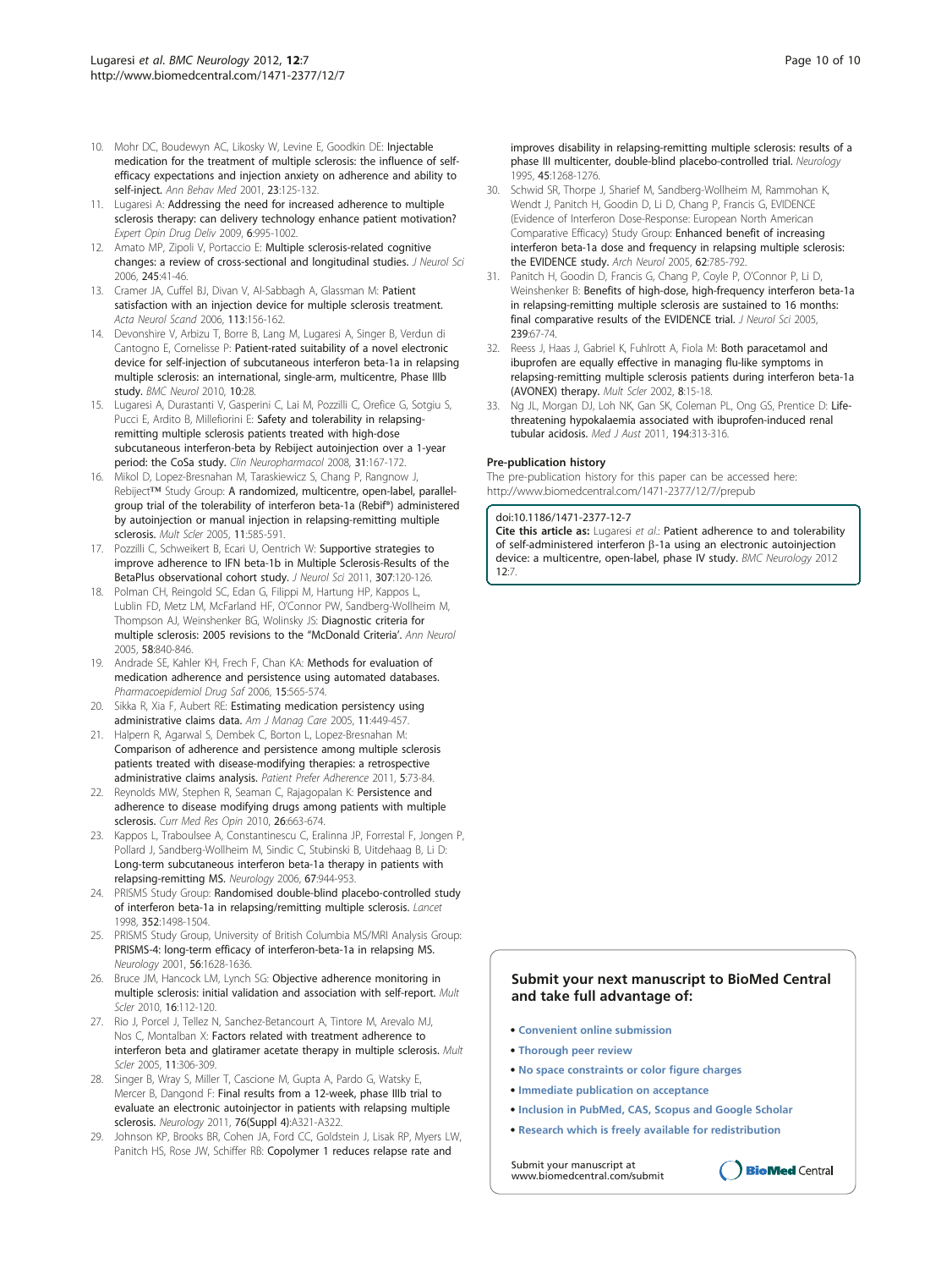10. Mohr DC, Boudewyn AC, Likosky W, Levine E, Goodkin DE: **Injectable medication for the treatment of multiple sclerosis: the influence of self-efficacy expectations and injection anxiety on adherence and ability to self-inject.** *Ann Behav Med* 2001, **23**:125-132.
11. Lugaresi A: **Addressing the need for increased adherence to multiple sclerosis therapy: can delivery technology enhance patient motivation?** *Expert Opin Drug Deliv* 2009, **6**:995-1002.
12. Amato MP, Zipoli V, Portaccio E: **Multiple sclerosis-related cognitive changes: a review of cross-sectional and longitudinal studies.** *J Neurol Sci* 2006, **245**:41-46.
13. Cramer JA, Cuffel BJ, Divan V, Al-Sabbagh A, Glassman M: **Patient satisfaction with an injection device for multiple sclerosis treatment.** *Acta Neurol Scand* 2006, **113**:156-162.
14. Devonshire V, Arbizu T, Borre B, Lang M, Lugaresi A, Singer B, Verdun di Cantogno E, Cornelisse P: **Patient-rated suitability of a novel electronic device for self-injection of subcutaneous interferon beta-1a in relapsing multiple sclerosis: an international, single-arm, multicentre, Phase IIIb study.** *BMC Neurol* 2010, **10**:28.
15. Lugaresi A, Durastanti V, Gasperini C, Lai M, Pozzilli C, Orefice G, Sotgiu S, Pucci E, Ardito B, Millefiorini E: **Safety and tolerability in relapsing-remitting multiple sclerosis patients treated with high-dose subcutaneous interferon-beta by Rebiject autoinjection over a 1-year period: the CoSa study.** *Clin Neuropharmacol* 2008, **31**:167-172.
16. Mikol D, Lopez-Bresnahan M, Taraskiewicz S, Chang P, Rangnow J, Rebiject™ Study Group: **A randomized, multicentre, open-label, parallel-group trial of the tolerability of interferon beta-1a (Rebif®) administered by autoinjection or manual injection in relapsing-remitting multiple sclerosis.** *Mult Scler* 2005, **11**:585-591.
17. Pozzilli C, Schweikert B, Ecari U, Oentrich W: **Supportive strategies to improve adherence to IFN beta-1b in Multiple Sclerosis-Results of the BetaPlus observational cohort study.** *J Neurol Sci* 2011, **307**:120-126.
18. Polman CH, Reingold SC, Edan G, Filippi M, Hartung HP, Kappos L, Lublin FD, Metz LM, McFarland HF, O'Connor PW, Sandberg-Wollheim M, Thompson AJ, Weinshenker BG, Wolinsky JS: **Diagnostic criteria for multiple sclerosis: 2005 revisions to the "McDonald Criteria".** *Ann Neurol* 2005, **58**:840-846.
19. Andrade SE, Kahler KH, Frech F, Chan KA: **Methods for evaluation of medication adherence and persistence using automated databases.** *Pharmacoepidemiol Drug Saf* 2006, **15**:565-574.
20. Sikka R, Xia F, Aubert RE: **Estimating medication persistency using administrative claims data.** *Am J Manag Care* 2005, **11**:449-457.
21. Halpern R, Agarwal S, Dembek C, Borton L, Lopez-Bresnahan M: **Comparison of adherence and persistence among multiple sclerosis patients treated with disease-modifying therapies: a retrospective administrative claims analysis.** *Patient Prefer Adherence* 2011, **5**:73-84.
22. Reynolds MW, Stephen R, Seaman C, Rajagopalan K: **Persistence and adherence to disease modifying drugs among patients with multiple sclerosis.** *Curr Med Res Opin* 2010, **26**:663-674.
23. Kappos L, Traboulsee A, Constantinescu C, Eralinna JP, Forrestal F, Jongen P, Pollard J, Sandberg-Wollheim M, Sindic C, Stubinski B, Uitdehaag B, Li D: **Long-term subcutaneous interferon beta-1a therapy in patients with relapsing-remitting MS.** *Neurology* 2006, **67**:944-953.
24. PRISMS Study Group: **Randomised double-blind placebo-controlled study of interferon beta-1a in relapsing/remitting multiple sclerosis.** *Lancet* 1998, **352**:1498-1504.
25. PRISMS Study Group, University of British Columbia MS/MRI Analysis Group: **PRISMS-4: long-term efficacy of interferon-beta-1a in relapsing MS.** *Neurology* 2001, **56**:1628-1636.
26. Bruce JM, Hancock LM, Lynch SG: **Objective adherence monitoring in multiple sclerosis: initial validation and association with self-report.** *Mult Scler* 2010, **16**:112-120.
27. Rio J, Porcel J, Tellez N, Sanchez-Betancourt A, Tintore M, Arevalo MJ, Nos C, Montalban X: **Factors related with treatment adherence to interferon beta and glatiramer acetate therapy in multiple sclerosis.** *Mult Scler* 2005, **11**:306-309.
28. Singer B, Wray S, Miller T, Cascione M, Gupta A, Pardo G, Watsky E, Mercer B, Dangond F: **Final results from a 12-week, phase IIIb trial to evaluate an electronic autoinjector in patients with relapsing multiple sclerosis.** *Neurology* 2011, **76(Suppl 4)**:A321-A322.
29. Johnson KP, Brooks BR, Cohen JA, Ford CC, Goldstein J, Lisak RP, Myers LW, Panitch HS, Rose JW, Schiffer RB: **Copolymer 1 reduces relapse rate and improves disability in relapsing-remitting multiple sclerosis: results of a phase III multicenter, double-blind placebo-controlled trial.** *Neurology* 1995, **45**:1268-1276.
30. Schwid SR, Thorpe J, Sharief M, Sandberg-Wollheim M, Rammohan K, Wendt J, Panitch H, Goodin D, Li D, Chang P, Francis G, EVIDENCE (Evidence of Interferon Dose-Response: European North American Comparative Efficacy) Study Group: **Enhanced benefit of increasing interferon beta-1a dose and frequency in relapsing multiple sclerosis: the EVIDENCE study.** *Arch Neurol* 2005, **62**:785-792.
31. Panitch H, Goodin D, Francis G, Chang P, Coyle P, O'Connor P, Li D, Weinshenker B: **Benefits of high-dose, high-frequency interferon beta-1a in relapsing-remitting multiple sclerosis are sustained to 16 months: final comparative results of the EVIDENCE trial.** *J Neurol Sci* 2005, **239**:67-74.
32. Reess J, Haas J, Gabriel K, Fuhlrott A, Fiola M: **Both paracetamol and ibuprofen are equally effective in managing flu-like symptoms in relapsing-remitting multiple sclerosis patients during interferon beta-1a (AVONEX) therapy.** *Mult Scler* 2002, **8**:15-18.
33. Ng JL, Morgan DJ, Loh NK, Gan SK, Coleman PL, Ong GS, Prentice D: **Life-threatening hypokalaemia associated with ibuprofen-induced renal tubular acidosis.** *Med J Aust* 2011, **194**:313-316.

### Pre-publication history

The pre-publication history for this paper can be accessed here:
http://www.biomedcentral.com/1471-2377/12/7/prepub

doi:10.1186/1471-2377-12-7

**Cite this article as:** Lugaresi *et al.*: Patient adherence to and tolerability of self-administered interferon β-1a using an electronic autoinjection device: a multicentre, open-label, phase IV study. *BMC Neurology* 2012 **12**:7.

**Submit your next manuscript to BioMed Central and take full advantage of:**

- Convenient online submission
- Thorough peer review
- No space constraints or color figure charges
- Immediate publication on acceptance
- Inclusion in PubMed, CAS, Scopus and Google Scholar
- Research which is freely available for redistribution

Submit your manuscript at www.biomedcentral.com/submit